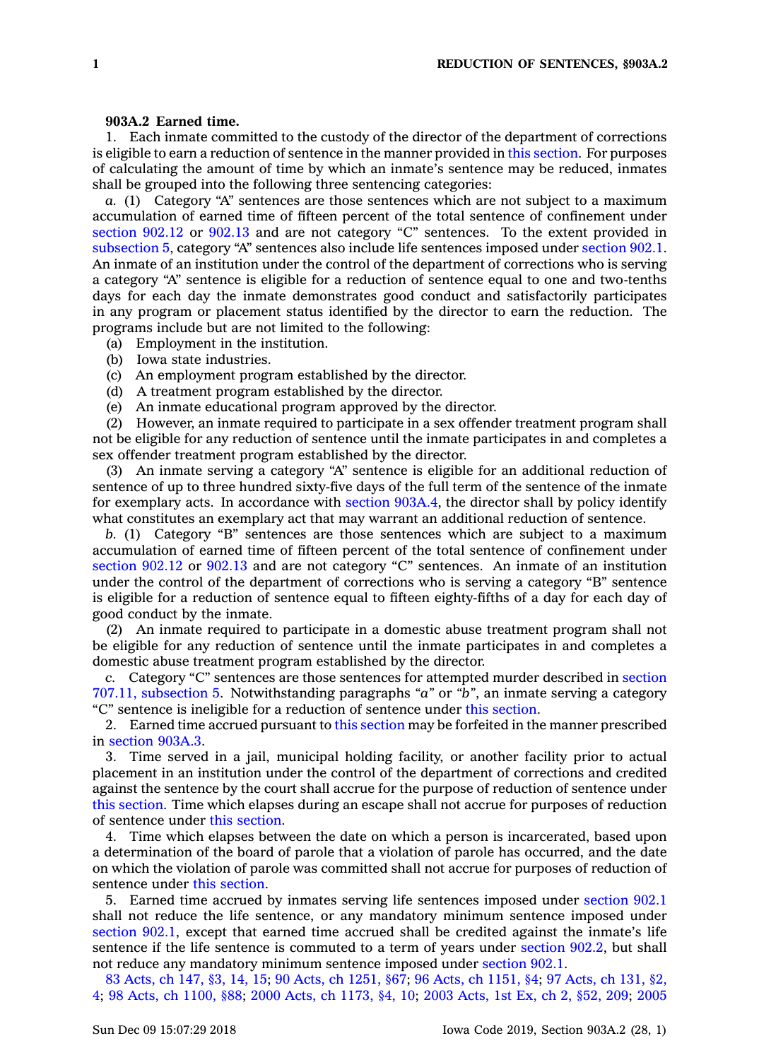**903A.2 Earned time.**

1. Each inmate committed to the custody of the director of the department of corrections is eligible to earn a reduction of sentence in the manner provided in this section. For purposes of calculating the amount of time by which an inmate's sentence may be reduced, inmates shall be grouped into the following three sentencing categories:

*a.* (1) Category "A" sentences are those sentences which are not subject to a maximum accumulation of earned time of fifteen percent of the total sentence of confinement under section 902.12 or 902.13 and are not category "C" sentences. To the extent provided in subsection 5, category "A" sentences also include life sentences imposed under section 902.1. An inmate of an institution under the control of the department of corrections who is serving a category "A" sentence is eligible for a reduction of sentence equal to one and two-tenths days for each day the inmate demonstrates good conduct and satisfactorily participates in any program or placement status identified by the director to earn the reduction. The programs include but are not limited to the following:

(a) Employment in the institution.

(b) Iowa state industries.

(c) An employment program established by the director.

(d) A treatment program established by the director.

(e) An inmate educational program approved by the director.

(2) However, an inmate required to participate in a sex offender treatment program shall not be eligible for any reduction of sentence until the inmate participates in and completes a sex offender treatment program established by the director.

(3) An inmate serving a category "A" sentence is eligible for an additional reduction of sentence of up to three hundred sixty-five days of the full term of the sentence of the inmate for exemplary acts. In accordance with section 903A.4, the director shall by policy identify what constitutes an exemplary act that may warrant an additional reduction of sentence.

*b.* (1) Category "B" sentences are those sentences which are subject to a maximum accumulation of earned time of fifteen percent of the total sentence of confinement under section 902.12 or 902.13 and are not category "C" sentences. An inmate of an institution under the control of the department of corrections who is serving a category "B" sentence is eligible for a reduction of sentence equal to fifteen eighty-fifths of a day for each day of good conduct by the inmate.

(2) An inmate required to participate in a domestic abuse treatment program shall not be eligible for any reduction of sentence until the inmate participates in and completes a domestic abuse treatment program established by the director.

*c.* Category "C" sentences are those sentences for attempted murder described in section 707.11, subsection 5. Notwithstanding paragraphs *"a"* or *"b"*, an inmate serving a category "C" sentence is ineligible for a reduction of sentence under this section.

2. Earned time accrued pursuant to this section may be forfeited in the manner prescribed in section 903A.3.

3. Time served in a jail, municipal holding facility, or another facility prior to actual placement in an institution under the control of the department of corrections and credited against the sentence by the court shall accrue for the purpose of reduction of sentence under this section. Time which elapses during an escape shall not accrue for purposes of reduction of sentence under this section.

4. Time which elapses between the date on which a person is incarcerated, based upon a determination of the board of parole that a violation of parole has occurred, and the date on which the violation of parole was committed shall not accrue for purposes of reduction of sentence under this section.

5. Earned time accrued by inmates serving life sentences imposed under section 902.1 shall not reduce the life sentence, or any mandatory minimum sentence imposed under section 902.1, except that earned time accrued shall be credited against the inmate's life sentence if the life sentence is commuted to a term of years under section 902.2, but shall not reduce any mandatory minimum sentence imposed under section 902.1.

83 Acts, ch 147, §3, 14, 15; 90 Acts, ch 1251, §67; 96 Acts, ch 1151, §4; 97 Acts, ch 131, §2, 4; 98 Acts, ch 1100, §88; 2000 Acts, ch 1173, §4, 10; 2003 Acts, 1st Ex, ch 2, §52, 209; 2005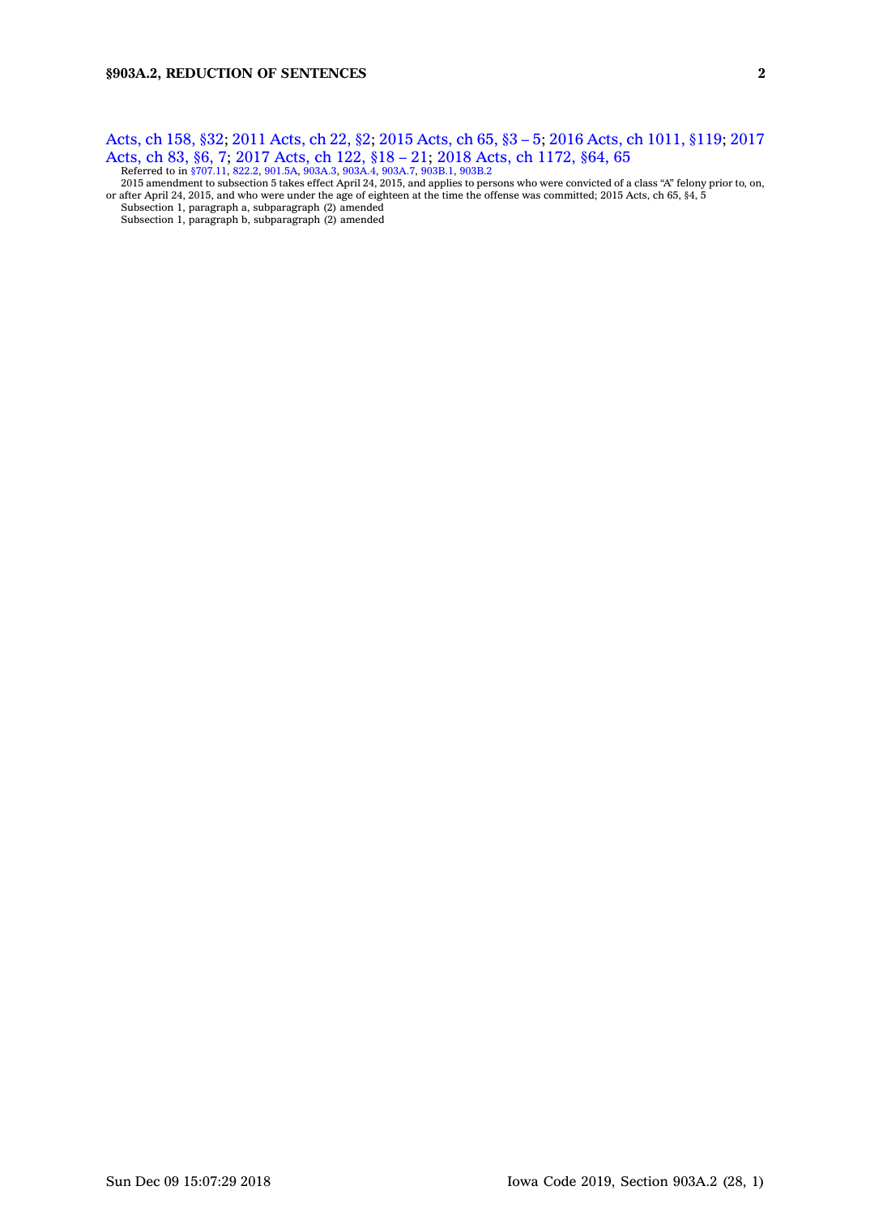Acts, ch 158, §32; 2011 Acts, ch 22, §2; 2015 Acts, ch 65, §3 – 5; 2016 Acts, ch 1011, §119; 2017 Acts, ch 83, §6, 7; 2017 Acts, ch 122, §18 – 21; 2018 Acts, ch 1172, §64, 65

Referred to in §707.11, 822.2, 901.5A, 903A.3, 903A.4, 903A.7, 903B.1, 903B.2

2015 amendment to subsection 5 takes effect April 24, 2015, and applies to persons who were convicted of a class "A" felony prior to, on, or after April 24, 2015, and who were under the age of eighteen at the time the offense was committed; 2015 Acts, ch 65, §4, 5

Subsection 1, paragraph a, subparagraph (2) amended

Subsection 1, paragraph b, subparagraph (2) amended